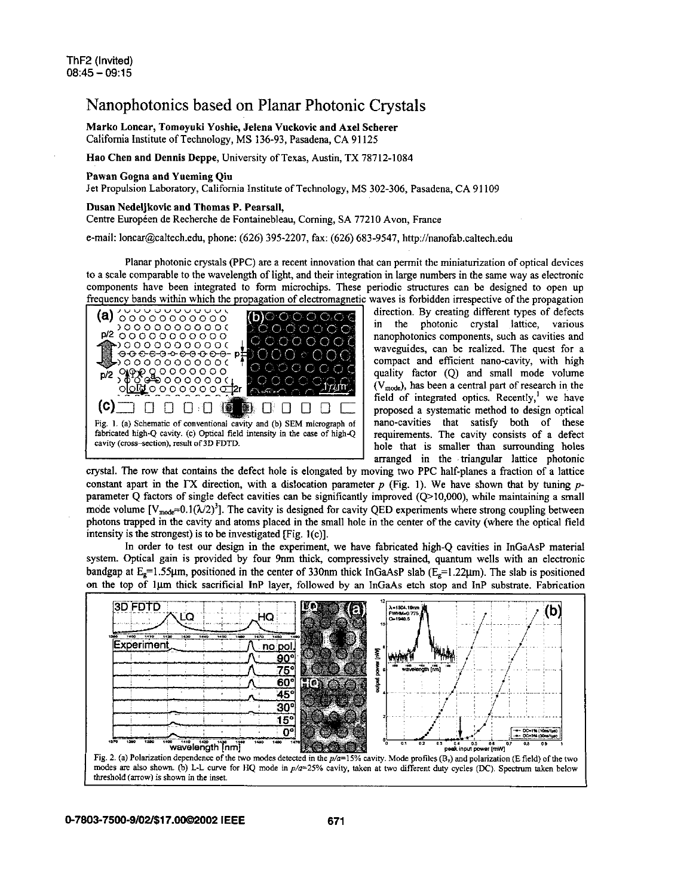ThF2 (Invited)
08:45 – 09:15

# Nanophotonics based on Planar Photonic Crystals

**Marko Loncar, Tomoyuki Yoshie, Jelena Vuckovic and Axel Scherer**
California Institute of Technology, MS 136-93, Pasadena, CA 91125

**Hao Chen and Dennis Deppe**, University of Texas, Austin, TX 78712-1084

**Pawan Gogna and Yueming Qiu**
Jet Propulsion Laboratory, California Institute of Technology, MS 302-306, Pasadena, CA 91109

**Dusan Nedeljkovic and Thomas P. Pearsall,**
Centre Européen de Recherche de Fontainebleau, Corning, SA 77210 Avon, France

e-mail: loncar@caltech.edu, phone: (626) 395-2207, fax: (626) 683-9547, http://nanofab.caltech.edu

Planar photonic crystals (PPC) are a recent innovation that can permit the miniaturization of optical devices to a scale comparable to the wavelength of light, and their integration in large numbers in the same way as electronic components have been integrated to form microchips. These periodic structures can be designed to open up frequency bands within which the propagation of electromagnetic waves is forbidden irrespective of the propagation direction. By creating different types of defects in the photonic crystal lattice, various nanophotonics components, such as cavities and waveguides, can be realized. The quest for a compact and efficient nano-cavity, with high quality factor (Q) and small mode volume ($V_{mode}$), has been a central part of research in the field of integrated optics. Recently,[1] we have proposed a systematic method to design optical nano-cavities that satisfy both of these requirements. The cavity consists of a defect hole that is smaller than surrounding holes arranged in the triangular lattice photonic crystal. The row that contains the defect hole is elongated by moving two PPC half-planes a fraction of a lattice constant apart in the ΓX direction, with a dislocation parameter $p$ (Fig. 1). We have shown that by tuning $p$-parameter Q factors of single defect cavities can be significantly improved (Q>10,000), while maintaining a small mode volume [$V_{mode} \approx 0.1(\lambda/2)^3$]. The cavity is designed for cavity QED experiments where strong coupling between photons trapped in the cavity and atoms placed in the small hole in the center of the cavity (where the optical field intensity is the strongest) is to be investigated [Fig. 1(c)].

Fig. 1. (a) Schematic of conventional cavity and (b) SEM micrograph of fabricated high-Q cavity. (c) Optical field intensity in the case of high-Q cavity (cross-section), result of 3D FDTD.

In order to test our design in the experiment, we have fabricated high-Q cavities in InGaAsP material system. Optical gain is provided by four 9nm thick, compressively strained, quantum wells with an electronic bandgap at $E_g$=1.55μm, positioned in the center of 330nm thick InGaAsP slab ($E_g$=1.22μm). The slab is positioned on the top of 1μm thick sacrificial InP layer, followed by an InGaAs etch stop and InP substrate. Fabrication

Fig. 2. (a) Polarization dependence of the two modes detected in the $p/a$=15% cavity. Mode profiles ($B_z$) and polarization (E field) of the two modes are also shown. (b) L-L curve for HQ mode in $p/a$=25% cavity, taken at two different duty cycles (DC). Spectrum taken below threshold (arrow) is shown in the inset.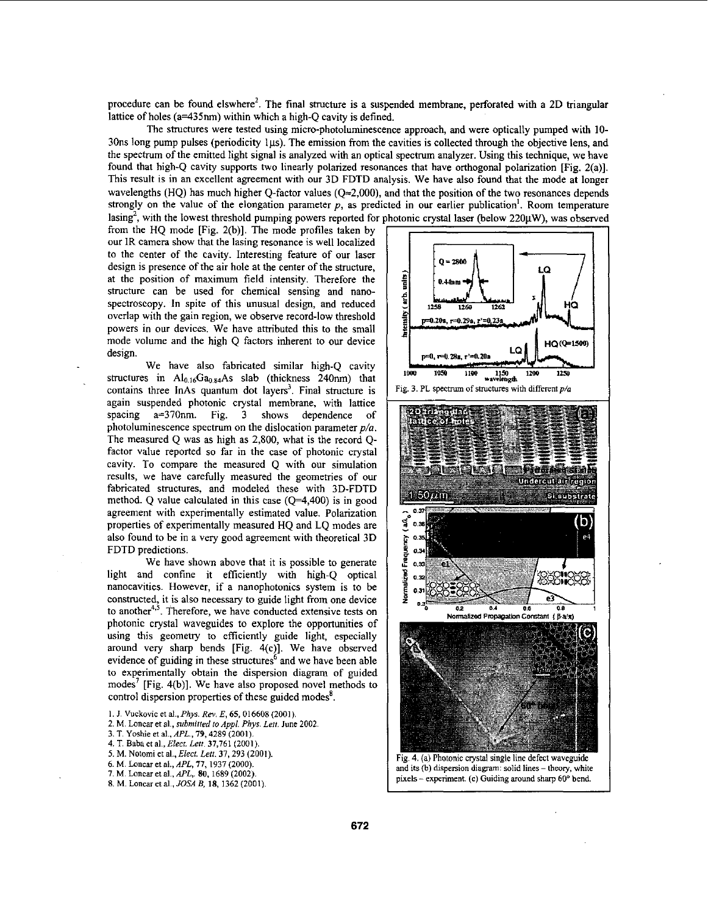procedure can be found elswhere[2]. The final structure is a suspended membrane, perforated with a 2D triangular lattice of holes (a=435nm) within which a high-Q cavity is defined.

The structures were tested using micro-photoluminescence approach, and were optically pumped with 10-30ns long pump pulses (periodicity 1μs). The emission from the cavities is collected through the objective lens, and the spectrum of the emitted light signal is analyzed with an optical spectrum analyzer. Using this technique, we have found that high-Q cavity supports two linearly polarized resonances that have orthogonal polarization [Fig. 2(a)]. This result is in an excellent agreement with our 3D FDTD analysis. We have also found that the mode at longer wavelengths (HQ) has much higher Q-factor values (Q≈2,000), and that the position of the two resonances depends strongly on the value of the elongation parameter *p*, as predicted in our earlier publication[1]. Room temperature lasing[2], with the lowest threshold pumping powers reported for photonic crystal laser (below 220μW), was observed from the HQ mode [Fig. 2(b)]. The mode profiles taken by our IR camera show that the lasing resonance is well localized to the center of the cavity. Interesting feature of our laser design is presence of the air hole at the center of the structure, at the position of maximum field intensity. Therefore the structure can be used for chemical sensing and nano-spectroscopy. In spite of this unusual design, and reduced overlap with the gain region, we observe record-low threshold powers in our devices. We have attributed this to the small mode volume and the high Q factors inherent to our device design.

We have also fabricated similar high-Q cavity structures in $Al_{0.16}Ga_{0.84}As$ slab (thickness 240nm) that contains three InAs quantum dot layers[3]. Final structure is again suspended photonic crystal membrane, with lattice spacing a=370nm. Fig. 3 shows dependence of photoluminescence spectrum on the dislocation parameter *p/a*. The measured Q was as high as 2,800, what is the record Q-factor value reported so far in the case of photonic crystal cavity. To compare the measured Q with our simulation results, we have carefully measured the geometries of our fabricated structures, and modeled these with 3D-FDTD method. Q value calculated in this case (Q=4,400) is in good agreement with experimentally estimated value. Polarization properties of experimentally measured HQ and LQ modes are also found to be in a very good agreement with theoretical 3D FDTD predictions.

We have shown above that it is possible to generate light and confine it efficiently with high-Q optical nanocavities. However, if a nanophotonics system is to be constructed, it is also necessary to guide light from one device to another[4,5]. Therefore, we have conducted extensive tests on photonic crystal waveguides to explore the opportunities of using this geometry to efficiently guide light, especially around very sharp bends [Fig. 4(c)]. We have observed evidence of guiding in these structures[6] and we have been able to experimentally obtain the dispersion diagram of guided modes[7] [Fig. 4(b)]. We have also proposed novel methods to control dispersion properties of these guided modes[8].

Q = 2800
0.44nm
1258 1260 1262
LQ
HQ
x
p=0.20a, r=0.29a, r'=0.23a
LQ
HQ (Q=1500)
p=0, r=0.28a, r'=0.20a
Intensity (arb. units)
1000 1050 1100 1150 1200 1250
wavelength

Fig. 3. PL spectrum of structures with different *p/a*

(a)
2D triangular lattice of holes
Undercut air region
Si substrate
1.50μm

(b)
Normalized Frequency ( a/λ₀ )
0.37 0.36 0.35 0.34 0.33 0.32 0.31 0.3
e1
e3
e4
Normalized Propagation Constant ( β·a/π)
0 0.2 0.4 0.6 0.8 1

(c)
60° bend

Fig. 4. (a) Photonic crystal single line defect waveguide and its (b) dispersion diagram: solid lines – theory, white pixels – experiment. (c) Guiding around sharp 60° bend.

1. J. Vuckovic et al., *Phys. Rev. E*, **65**, 016608 (2001).
2. M. Loncar et al., *submitted to Appl. Phys. Lett.* June 2002.
3. T. Yoshie et al., *APL.*, **79**, 4289 (2001).
4. T. Baba et al., *Elect. Lett.* **37**,761 (2001).
5. M. Notomi et al., *Elect. Lett.* 37, 293 (2001).
6. M. Loncar et al., *APL*, **77**, 1937 (2000).
7. M. Loncar et al., *APL*,. **80**, 1689 (2002).
8. M. Loncar et al., *JOSA B*, **18**, 1362 (2001).